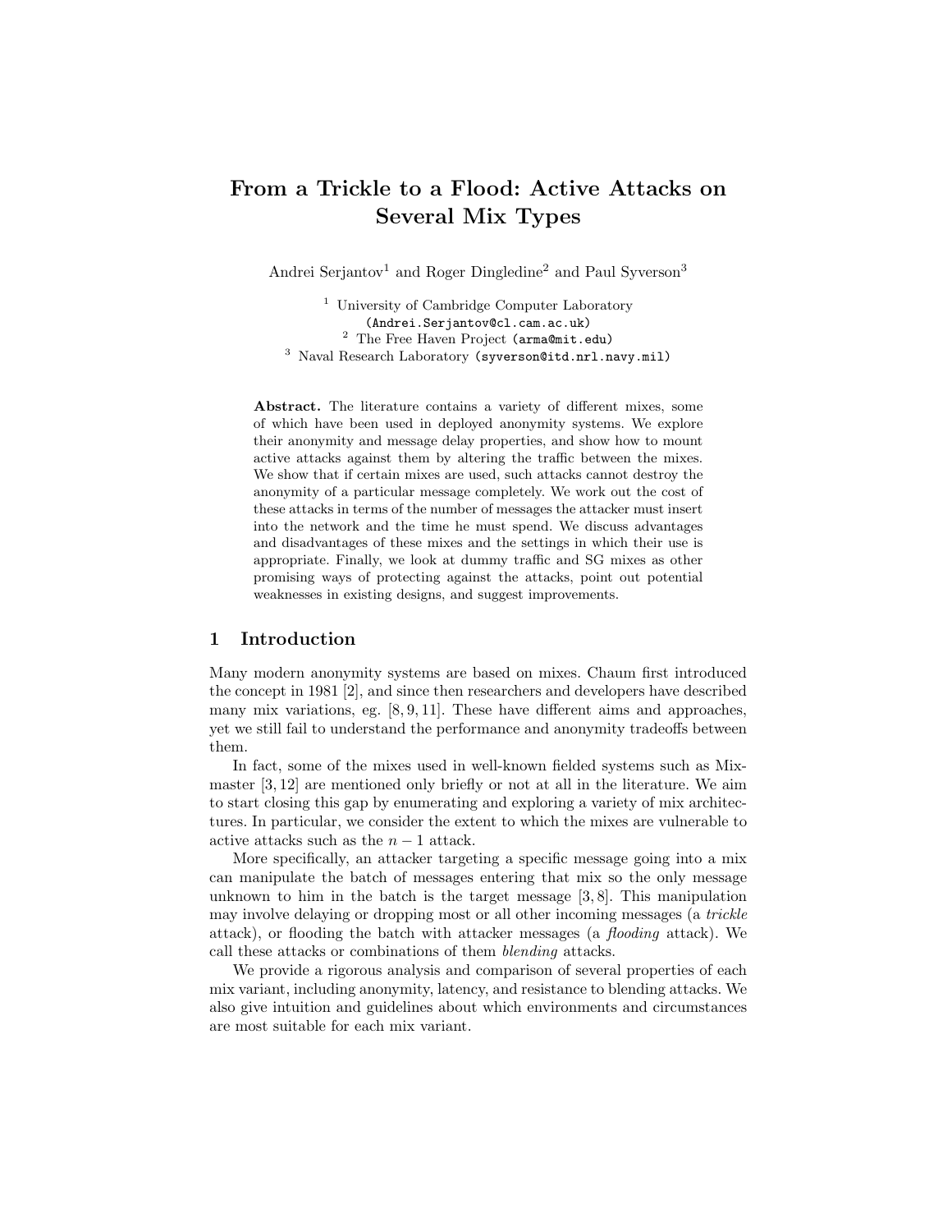# From a Trickle to a Flood: Active Attacks on Several Mix Types

Andrei Serjantov[1] and Roger Dingledine[2] and Paul Syverson[3]

[1] University of Cambridge Computer Laboratory
(Andrei.Serjantov@cl.cam.ac.uk)
[2] The Free Haven Project (arma@mit.edu)
[3] Naval Research Laboratory (syverson@itd.nrl.navy.mil)

**Abstract.** The literature contains a variety of different mixes, some of which have been used in deployed anonymity systems. We explore their anonymity and message delay properties, and show how to mount active attacks against them by altering the traffic between the mixes. We show that if certain mixes are used, such attacks cannot destroy the anonymity of a particular message completely. We work out the cost of these attacks in terms of the number of messages the attacker must insert into the network and the time he must spend. We discuss advantages and disadvantages of these mixes and the settings in which their use is appropriate. Finally, we look at dummy traffic and SG mixes as other promising ways of protecting against the attacks, point out potential weaknesses in existing designs, and suggest improvements.

## 1 Introduction

Many modern anonymity systems are based on mixes. Chaum first introduced the concept in 1981 [2], and since then researchers and developers have described many mix variations, eg. [8, 9, 11]. These have different aims and approaches, yet we still fail to understand the performance and anonymity tradeoffs between them.

In fact, some of the mixes used in well-known fielded systems such as Mixmaster [3, 12] are mentioned only briefly or not at all in the literature. We aim to start closing this gap by enumerating and exploring a variety of mix architectures. In particular, we consider the extent to which the mixes are vulnerable to active attacks such as the $n - 1$ attack.

More specifically, an attacker targeting a specific message going into a mix can manipulate the batch of messages entering that mix so the only message unknown to him in the batch is the target message [3, 8]. This manipulation may involve delaying or dropping most or all other incoming messages (a *trickle* attack), or flooding the batch with attacker messages (a *flooding* attack). We call these attacks or combinations of them *blending* attacks.

We provide a rigorous analysis and comparison of several properties of each mix variant, including anonymity, latency, and resistance to blending attacks. We also give intuition and guidelines about which environments and circumstances are most suitable for each mix variant.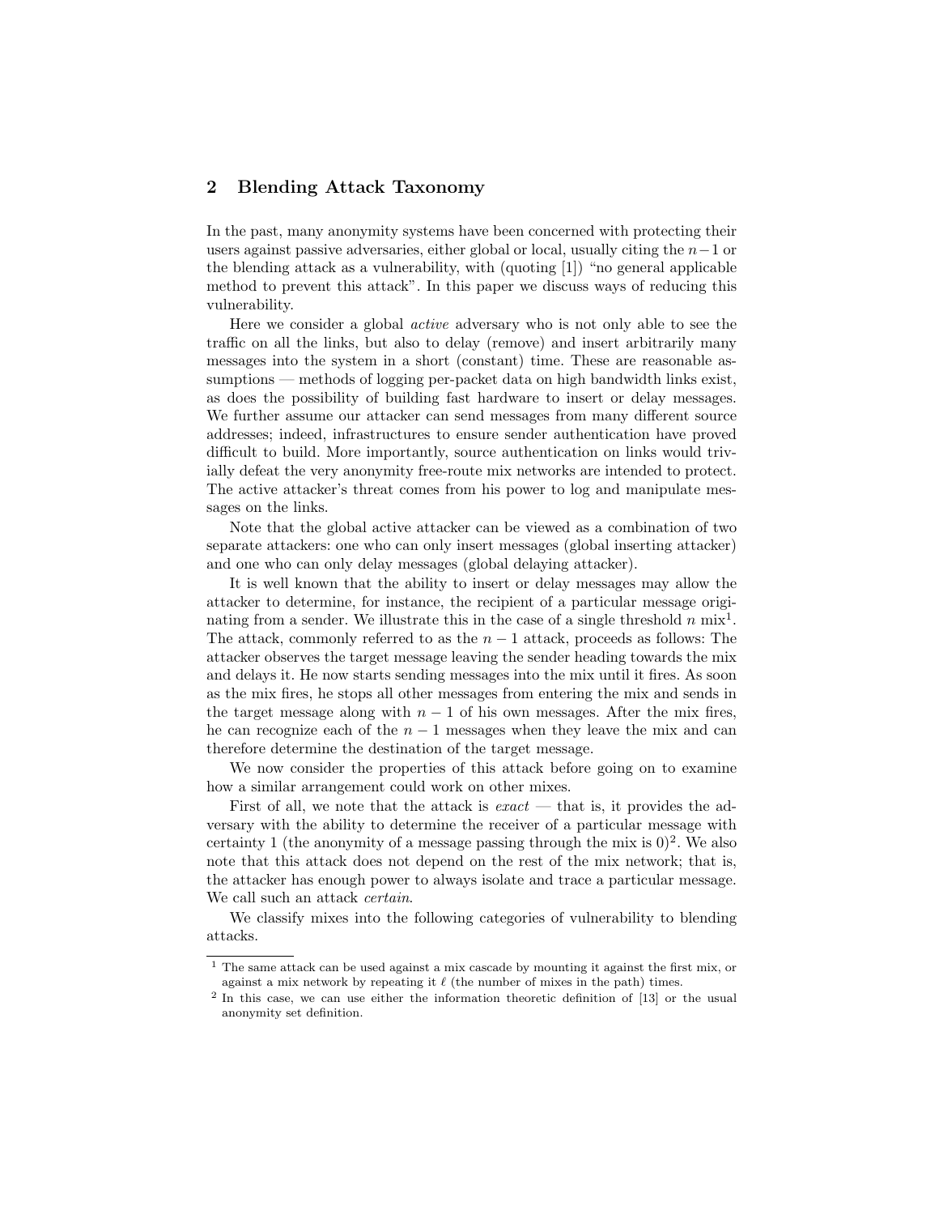## 2 Blending Attack Taxonomy

In the past, many anonymity systems have been concerned with protecting their users against passive adversaries, either global or local, usually citing the $n-1$ or the blending attack as a vulnerability, with (quoting [1]) "no general applicable method to prevent this attack". In this paper we discuss ways of reducing this vulnerability.

Here we consider a global *active* adversary who is not only able to see the traffic on all the links, but also to delay (remove) and insert arbitrarily many messages into the system in a short (constant) time. These are reasonable assumptions — methods of logging per-packet data on high bandwidth links exist, as does the possibility of building fast hardware to insert or delay messages. We further assume our attacker can send messages from many different source addresses; indeed, infrastructures to ensure sender authentication have proved difficult to build. More importantly, source authentication on links would trivially defeat the very anonymity free-route mix networks are intended to protect. The active attacker's threat comes from his power to log and manipulate messages on the links.

Note that the global active attacker can be viewed as a combination of two separate attackers: one who can only insert messages (global inserting attacker) and one who can only delay messages (global delaying attacker).

It is well known that the ability to insert or delay messages may allow the attacker to determine, for instance, the recipient of a particular message originating from a sender. We illustrate this in the case of a single threshold $n$ mix[1]. The attack, commonly referred to as the $n-1$ attack, proceeds as follows: The attacker observes the target message leaving the sender heading towards the mix and delays it. He now starts sending messages into the mix until it fires. As soon as the mix fires, he stops all other messages from entering the mix and sends in the target message along with $n-1$ of his own messages. After the mix fires, he can recognize each of the $n-1$ messages when they leave the mix and can therefore determine the destination of the target message.

We now consider the properties of this attack before going on to examine how a similar arrangement could work on other mixes.

First of all, we note that the attack is *exact* — that is, it provides the adversary with the ability to determine the receiver of a particular message with certainty 1 (the anonymity of a message passing through the mix is 0)[2]. We also note that this attack does not depend on the rest of the mix network; that is, the attacker has enough power to always isolate and trace a particular message. We call such an attack *certain*.

We classify mixes into the following categories of vulnerability to blending attacks.

---

[1] The same attack can be used against a mix cascade by mounting it against the first mix, or against a mix network by repeating it $\ell$ (the number of mixes in the path) times.

[2] In this case, we can use either the information theoretic definition of [13] or the usual anonymity set definition.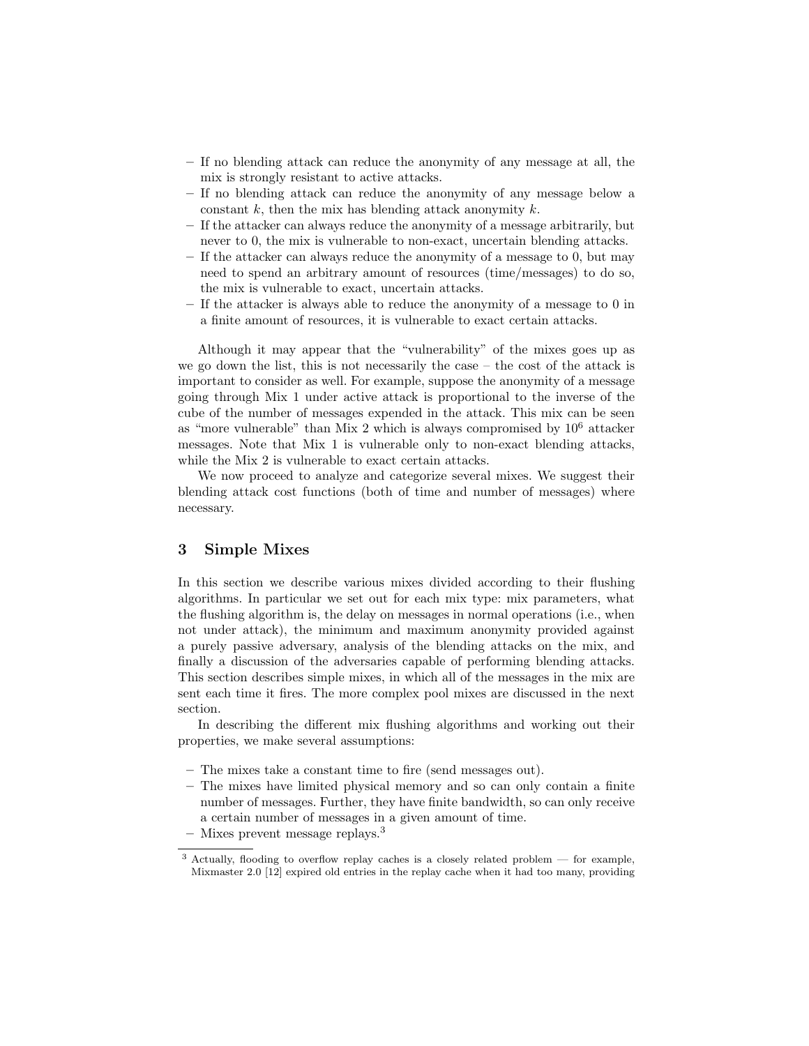– If no blending attack can reduce the anonymity of any message at all, the mix is strongly resistant to active attacks.
– If no blending attack can reduce the anonymity of any message below a constant $k$, then the mix has blending attack anonymity $k$.
– If the attacker can always reduce the anonymity of a message arbitrarily, but never to 0, the mix is vulnerable to non-exact, uncertain blending attacks.
– If the attacker can always reduce the anonymity of a message to 0, but may need to spend an arbitrary amount of resources (time/messages) to do so, the mix is vulnerable to exact, uncertain attacks.
– If the attacker is always able to reduce the anonymity of a message to 0 in a finite amount of resources, it is vulnerable to exact certain attacks.

Although it may appear that the "vulnerability" of the mixes goes up as we go down the list, this is not necessarily the case – the cost of the attack is important to consider as well. For example, suppose the anonymity of a message going through Mix 1 under active attack is proportional to the inverse of the cube of the number of messages expended in the attack. This mix can be seen as "more vulnerable" than Mix 2 which is always compromised by $10^6$ attacker messages. Note that Mix 1 is vulnerable only to non-exact blending attacks, while the Mix 2 is vulnerable to exact certain attacks.

We now proceed to analyze and categorize several mixes. We suggest their blending attack cost functions (both of time and number of messages) where necessary.

## 3 Simple Mixes

In this section we describe various mixes divided according to their flushing algorithms. In particular we set out for each mix type: mix parameters, what the flushing algorithm is, the delay on messages in normal operations (i.e., when not under attack), the minimum and maximum anonymity provided against a purely passive adversary, analysis of the blending attacks on the mix, and finally a discussion of the adversaries capable of performing blending attacks. This section describes simple mixes, in which all of the messages in the mix are sent each time it fires. The more complex pool mixes are discussed in the next section.

In describing the different mix flushing algorithms and working out their properties, we make several assumptions:

– The mixes take a constant time to fire (send messages out).
– The mixes have limited physical memory and so can only contain a finite number of messages. Further, they have finite bandwidth, so can only receive a certain number of messages in a given amount of time.
– Mixes prevent message replays.[3]

[3] Actually, flooding to overflow replay caches is a closely related problem — for example, Mixmaster 2.0 [12] expired old entries in the replay cache when it had too many, providing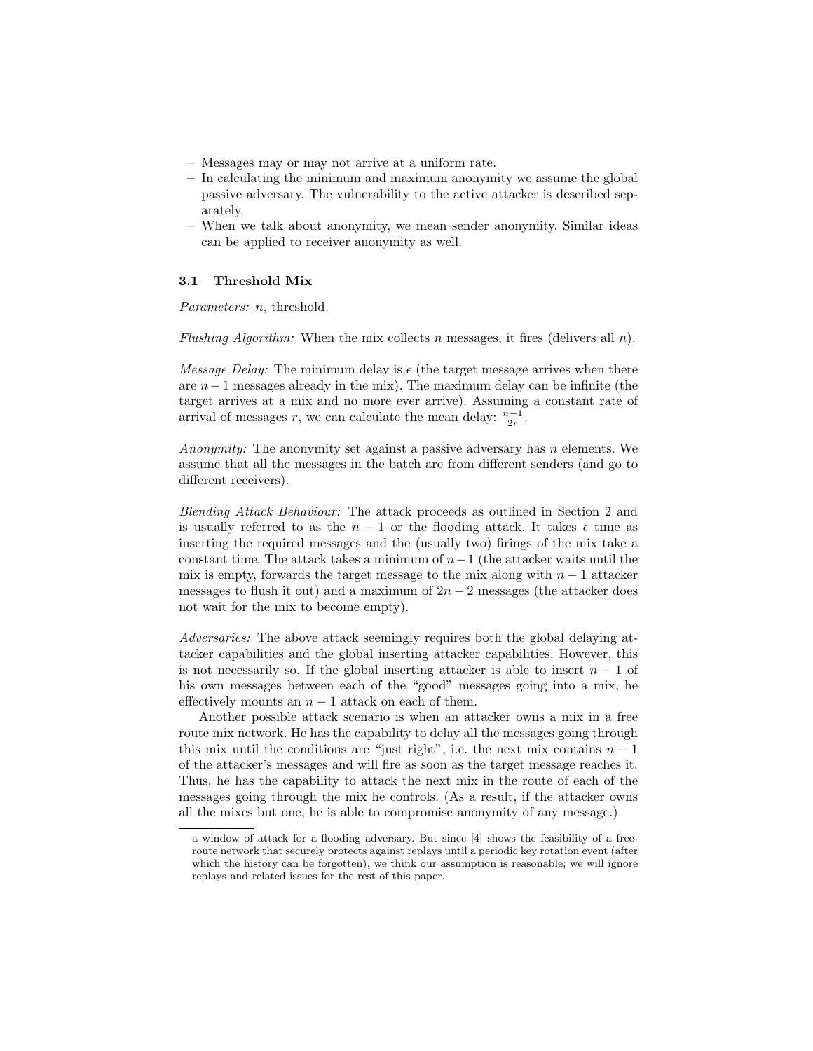– Messages may or may not arrive at a uniform rate.
– In calculating the minimum and maximum anonymity we assume the global passive adversary. The vulnerability to the active attacker is described separately.
– When we talk about anonymity, we mean sender anonymity. Similar ideas can be applied to receiver anonymity as well.

### 3.1 Threshold Mix

*Parameters:* $n$, threshold.

*Flushing Algorithm:* When the mix collects $n$ messages, it fires (delivers all $n$).

*Message Delay:* The minimum delay is $\epsilon$ (the target message arrives when there are $n-1$ messages already in the mix). The maximum delay can be infinite (the target arrives at a mix and no more ever arrive). Assuming a constant rate of arrival of messages $r$, we can calculate the mean delay: $\frac{n-1}{2r}$.

*Anonymity:* The anonymity set against a passive adversary has $n$ elements. We assume that all the messages in the batch are from different senders (and go to different receivers).

*Blending Attack Behaviour:* The attack proceeds as outlined in Section 2 and is usually referred to as the $n-1$ or the flooding attack. It takes $\epsilon$ time as inserting the required messages and the (usually two) firings of the mix take a constant time. The attack takes a minimum of $n-1$ (the attacker waits until the mix is empty, forwards the target message to the mix along with $n-1$ attacker messages to flush it out) and a maximum of $2n-2$ messages (the attacker does not wait for the mix to become empty).

*Adversaries:* The above attack seemingly requires both the global delaying attacker capabilities and the global inserting attacker capabilities. However, this is not necessarily so. If the global inserting attacker is able to insert $n-1$ of his own messages between each of the "good" messages going into a mix, he effectively mounts an $n-1$ attack on each of them.

Another possible attack scenario is when an attacker owns a mix in a free route mix network. He has the capability to delay all the messages going through this mix until the conditions are "just right", i.e. the next mix contains $n-1$ of the attacker's messages and will fire as soon as the target message reaches it. Thus, he has the capability to attack the next mix in the route of each of the messages going through the mix he controls. (As a result, if the attacker owns all the mixes but one, he is able to compromise anonymity of any message.)

---

a window of attack for a flooding adversary. But since [4] shows the feasibility of a free-route network that securely protects against replays until a periodic key rotation event (after which the history can be forgotten), we think our assumption is reasonable; we will ignore replays and related issues for the rest of this paper.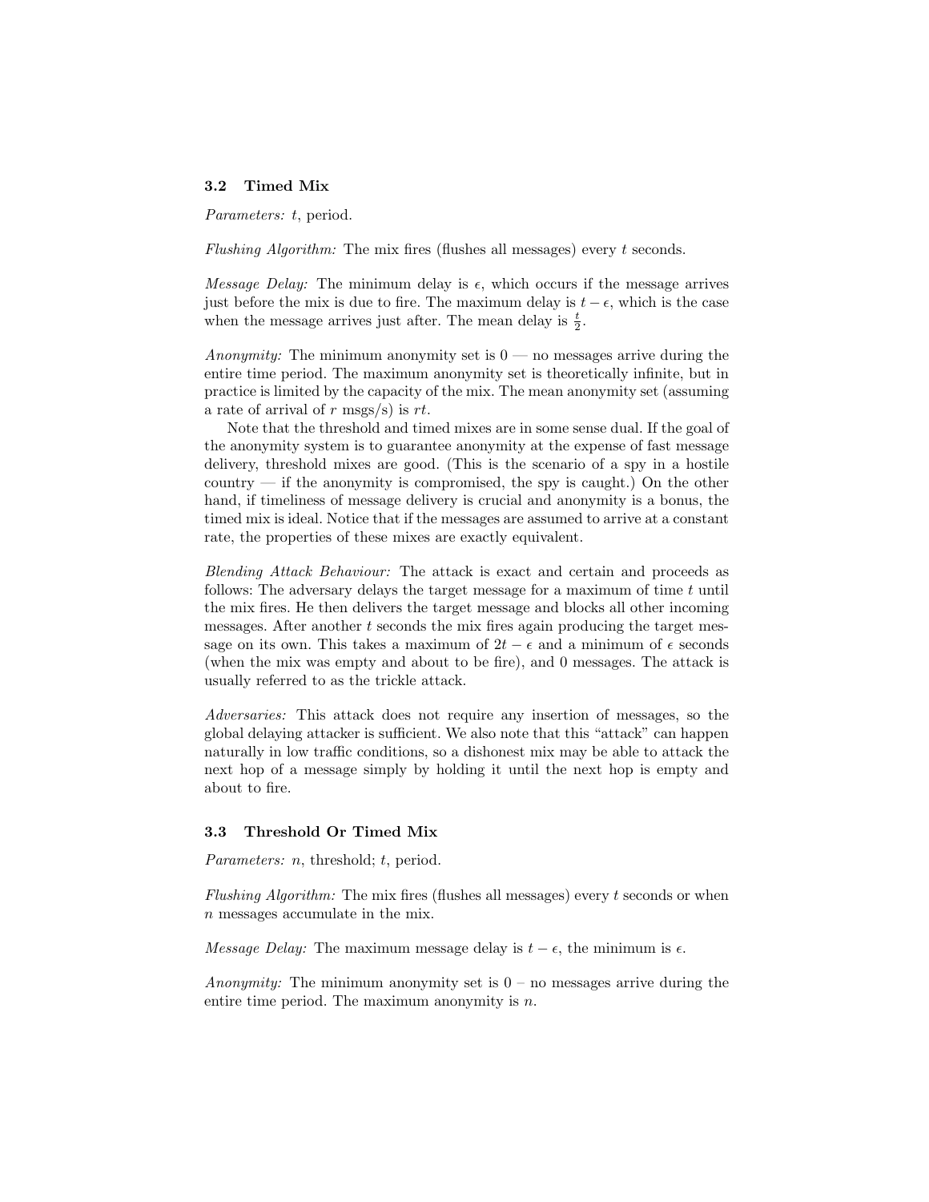### 3.2 Timed Mix

*Parameters:* $t$, period.

*Flushing Algorithm:* The mix fires (flushes all messages) every $t$ seconds.

*Message Delay:* The minimum delay is $\epsilon$, which occurs if the message arrives just before the mix is due to fire. The maximum delay is $t - \epsilon$, which is the case when the message arrives just after. The mean delay is $\frac{t}{2}$.

*Anonymity:* The minimum anonymity set is 0 — no messages arrive during the entire time period. The maximum anonymity set is theoretically infinite, but in practice is limited by the capacity of the mix. The mean anonymity set (assuming a rate of arrival of $r$ msgs/s) is $rt$.

Note that the threshold and timed mixes are in some sense dual. If the goal of the anonymity system is to guarantee anonymity at the expense of fast message delivery, threshold mixes are good. (This is the scenario of a spy in a hostile country — if the anonymity is compromised, the spy is caught.) On the other hand, if timeliness of message delivery is crucial and anonymity is a bonus, the timed mix is ideal. Notice that if the messages are assumed to arrive at a constant rate, the properties of these mixes are exactly equivalent.

*Blending Attack Behaviour:* The attack is exact and certain and proceeds as follows: The adversary delays the target message for a maximum of time $t$ until the mix fires. He then delivers the target message and blocks all other incoming messages. After another $t$ seconds the mix fires again producing the target message on its own. This takes a maximum of $2t - \epsilon$ and a minimum of $\epsilon$ seconds (when the mix was empty and about to be fire), and 0 messages. The attack is usually referred to as the trickle attack.

*Adversaries:* This attack does not require any insertion of messages, so the global delaying attacker is sufficient. We also note that this "attack" can happen naturally in low traffic conditions, so a dishonest mix may be able to attack the next hop of a message simply by holding it until the next hop is empty and about to fire.

### 3.3 Threshold Or Timed Mix

*Parameters:* $n$, threshold; $t$, period.

*Flushing Algorithm:* The mix fires (flushes all messages) every $t$ seconds or when $n$ messages accumulate in the mix.

*Message Delay:* The maximum message delay is $t - \epsilon$, the minimum is $\epsilon$.

*Anonymity:* The minimum anonymity set is 0 – no messages arrive during the entire time period. The maximum anonymity is $n$.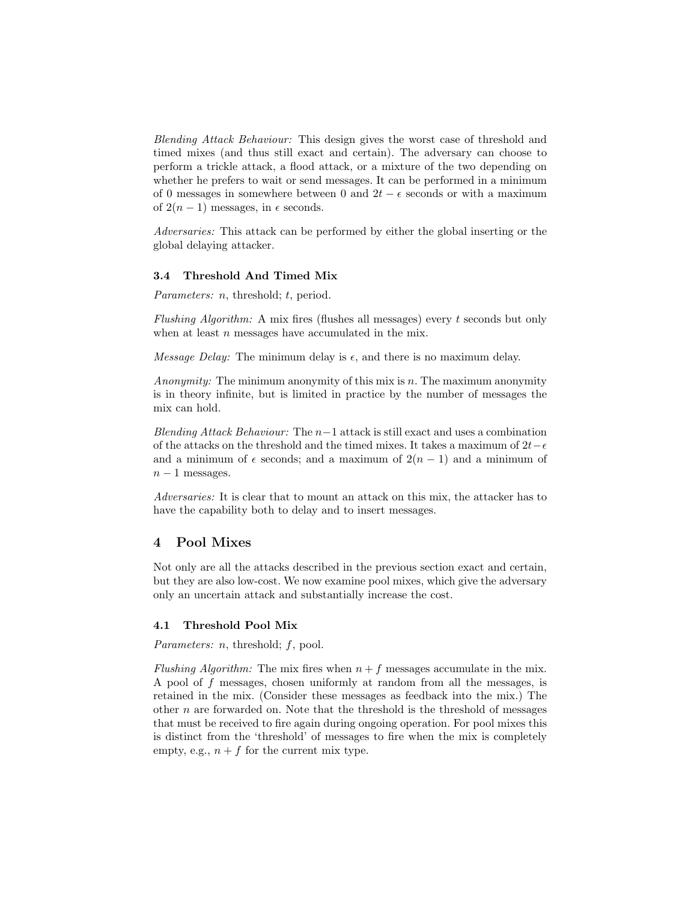*Blending Attack Behaviour:* This design gives the worst case of threshold and timed mixes (and thus still exact and certain). The adversary can choose to perform a trickle attack, a flood attack, or a mixture of the two depending on whether he prefers to wait or send messages. It can be performed in a minimum of 0 messages in somewhere between 0 and $2t - \epsilon$ seconds or with a maximum of $2(n-1)$ messages, in $\epsilon$ seconds.

*Adversaries:* This attack can be performed by either the global inserting or the global delaying attacker.

### 3.4 Threshold And Timed Mix

*Parameters:* $n$, threshold; $t$, period.

*Flushing Algorithm:* A mix fires (flushes all messages) every $t$ seconds but only when at least $n$ messages have accumulated in the mix.

*Message Delay:* The minimum delay is $\epsilon$, and there is no maximum delay.

*Anonymity:* The minimum anonymity of this mix is $n$. The maximum anonymity is in theory infinite, but is limited in practice by the number of messages the mix can hold.

*Blending Attack Behaviour:* The $n-1$ attack is still exact and uses a combination of the attacks on the threshold and the timed mixes. It takes a maximum of $2t-\epsilon$ and a minimum of $\epsilon$ seconds; and a maximum of $2(n-1)$ and a minimum of $n-1$ messages.

*Adversaries:* It is clear that to mount an attack on this mix, the attacker has to have the capability both to delay and to insert messages.

## 4 Pool Mixes

Not only are all the attacks described in the previous section exact and certain, but they are also low-cost. We now examine pool mixes, which give the adversary only an uncertain attack and substantially increase the cost.

### 4.1 Threshold Pool Mix

*Parameters:* $n$, threshold; $f$, pool.

*Flushing Algorithm:* The mix fires when $n+f$ messages accumulate in the mix. A pool of $f$ messages, chosen uniformly at random from all the messages, is retained in the mix. (Consider these messages as feedback into the mix.) The other $n$ are forwarded on. Note that the threshold is the threshold of messages that must be received to fire again during ongoing operation. For pool mixes this is distinct from the 'threshold' of messages to fire when the mix is completely empty, e.g., $n+f$ for the current mix type.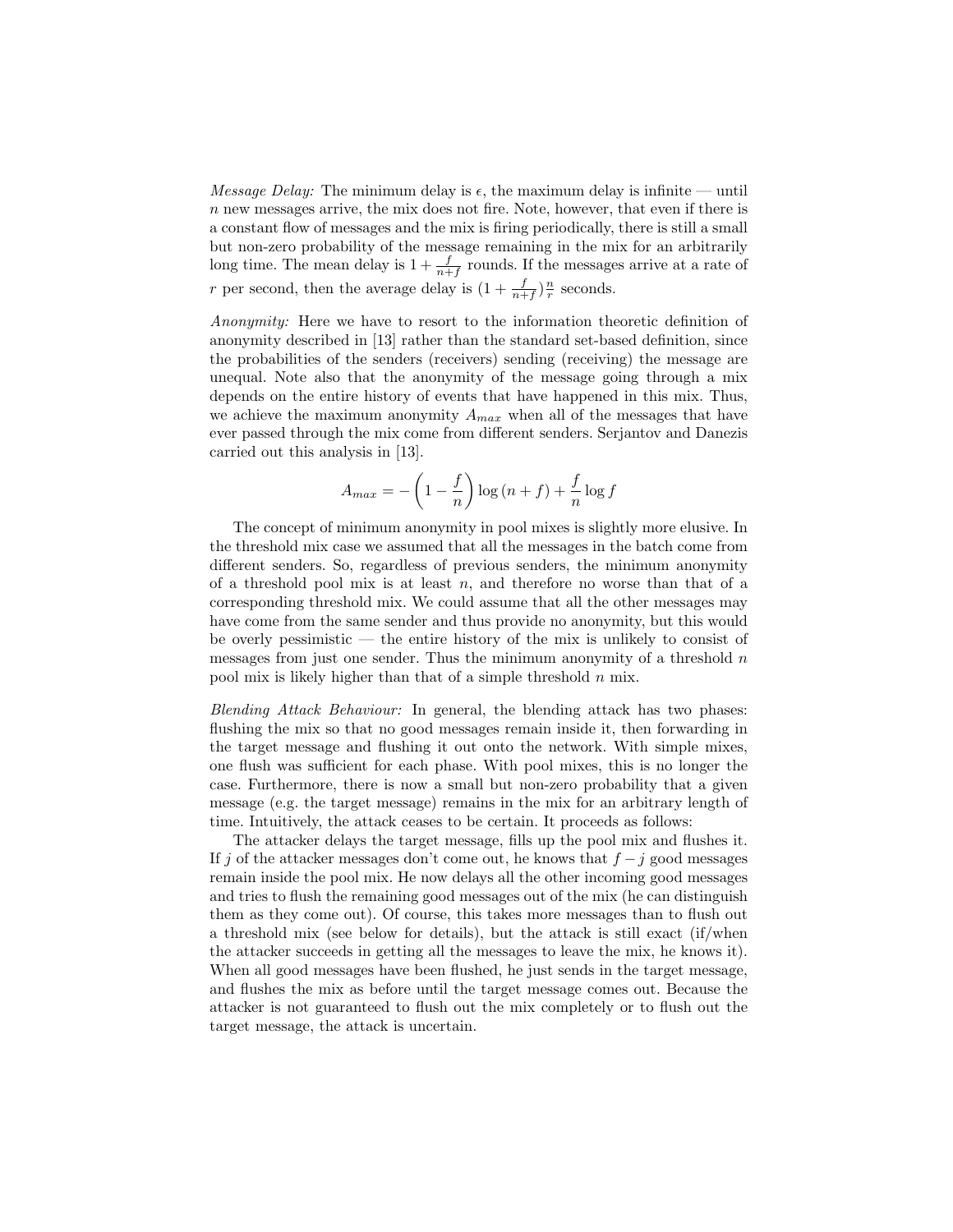*Message Delay:* The minimum delay is $\epsilon$, the maximum delay is infinite — until $n$ new messages arrive, the mix does not fire. Note, however, that even if there is a constant flow of messages and the mix is firing periodically, there is still a small but non-zero probability of the message remaining in the mix for an arbitrarily long time. The mean delay is $1 + \frac{f}{n+f}$ rounds. If the messages arrive at a rate of $r$ per second, then the average delay is $(1 + \frac{f}{n+f})\frac{n}{r}$ seconds.

*Anonymity:* Here we have to resort to the information theoretic definition of anonymity described in [13] rather than the standard set-based definition, since the probabilities of the senders (receivers) sending (receiving) the message are unequal. Note also that the anonymity of the message going through a mix depends on the entire history of events that have happened in this mix. Thus, we achieve the maximum anonymity $A_{max}$ when all of the messages that have ever passed through the mix come from different senders. Serjantov and Danezis carried out this analysis in [13].

$$A_{max} = -\left(1 - \frac{f}{n}\right)\log{(n+f)} + \frac{f}{n}\log f$$

The concept of minimum anonymity in pool mixes is slightly more elusive. In the threshold mix case we assumed that all the messages in the batch come from different senders. So, regardless of previous senders, the minimum anonymity of a threshold pool mix is at least $n$, and therefore no worse than that of a corresponding threshold mix. We could assume that all the other messages may have come from the same sender and thus provide no anonymity, but this would be overly pessimistic — the entire history of the mix is unlikely to consist of messages from just one sender. Thus the minimum anonymity of a threshold $n$ pool mix is likely higher than that of a simple threshold $n$ mix.

*Blending Attack Behaviour:* In general, the blending attack has two phases: flushing the mix so that no good messages remain inside it, then forwarding in the target message and flushing it out onto the network. With simple mixes, one flush was sufficient for each phase. With pool mixes, this is no longer the case. Furthermore, there is now a small but non-zero probability that a given message (e.g. the target message) remains in the mix for an arbitrary length of time. Intuitively, the attack ceases to be certain. It proceeds as follows:

The attacker delays the target message, fills up the pool mix and flushes it. If $j$ of the attacker messages don't come out, he knows that $f - j$ good messages remain inside the pool mix. He now delays all the other incoming good messages and tries to flush the remaining good messages out of the mix (he can distinguish them as they come out). Of course, this takes more messages than to flush out a threshold mix (see below for details), but the attack is still exact (if/when the attacker succeeds in getting all the messages to leave the mix, he knows it). When all good messages have been flushed, he just sends in the target message, and flushes the mix as before until the target message comes out. Because the attacker is not guaranteed to flush out the mix completely or to flush out the target message, the attack is uncertain.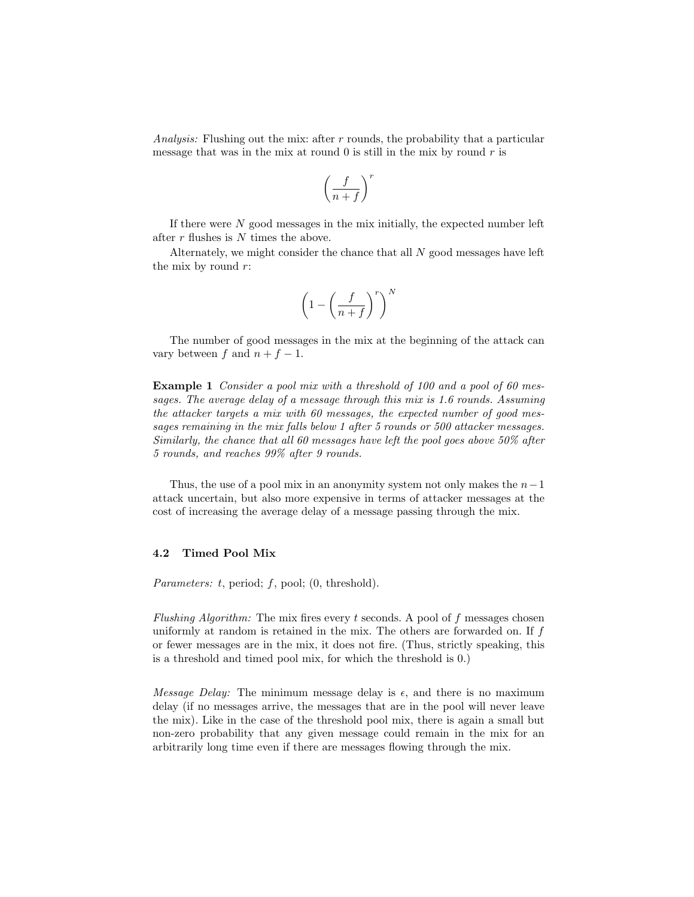*Analysis:* Flushing out the mix: after $r$ rounds, the probability that a particular message that was in the mix at round 0 is still in the mix by round $r$ is

$$\left(\frac{f}{n+f}\right)^r$$

If there were $N$ good messages in the mix initially, the expected number left after $r$ flushes is $N$ times the above.

Alternately, we might consider the chance that all $N$ good messages have left the mix by round $r$:

$$\left(1 - \left(\frac{f}{n+f}\right)^r\right)^N$$

The number of good messages in the mix at the beginning of the attack can vary between $f$ and $n + f - 1$.

**Example 1** *Consider a pool mix with a threshold of 100 and a pool of 60 messages. The average delay of a message through this mix is 1.6 rounds. Assuming the attacker targets a mix with 60 messages, the expected number of good messages remaining in the mix falls below 1 after 5 rounds or 500 attacker messages. Similarly, the chance that all 60 messages have left the pool goes above 50% after 5 rounds, and reaches 99% after 9 rounds.*

Thus, the use of a pool mix in an anonymity system not only makes the $n-1$ attack uncertain, but also more expensive in terms of attacker messages at the cost of increasing the average delay of a message passing through the mix.

### 4.2 Timed Pool Mix

*Parameters:* $t$, period; $f$, pool; (0, threshold).

*Flushing Algorithm:* The mix fires every $t$ seconds. A pool of $f$ messages chosen uniformly at random is retained in the mix. The others are forwarded on. If $f$ or fewer messages are in the mix, it does not fire. (Thus, strictly speaking, this is a threshold and timed pool mix, for which the threshold is 0.)

*Message Delay:* The minimum message delay is $\epsilon$, and there is no maximum delay (if no messages arrive, the messages that are in the pool will never leave the mix). Like in the case of the threshold pool mix, there is again a small but non-zero probability that any given message could remain in the mix for an arbitrarily long time even if there are messages flowing through the mix.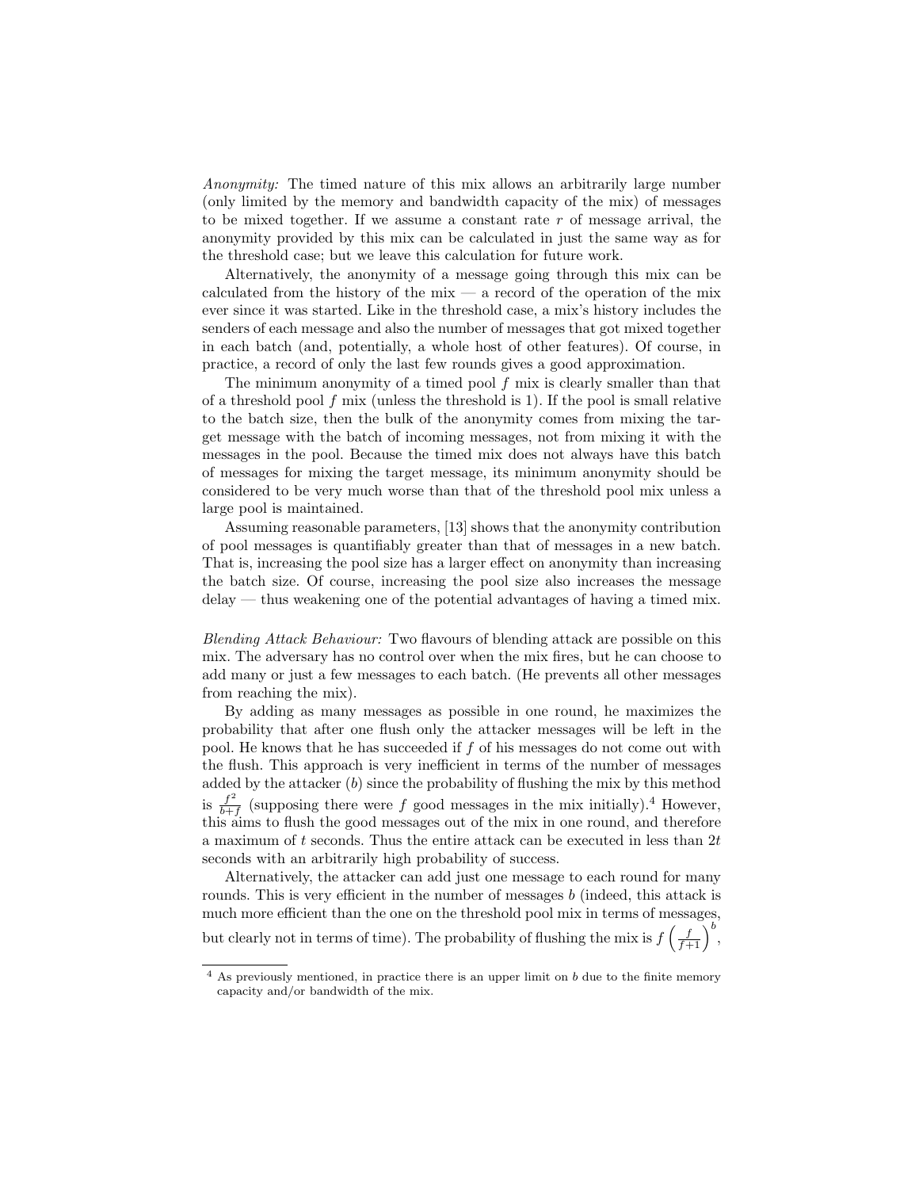*Anonymity:* The timed nature of this mix allows an arbitrarily large number (only limited by the memory and bandwidth capacity of the mix) of messages to be mixed together. If we assume a constant rate $r$ of message arrival, the anonymity provided by this mix can be calculated in just the same way as for the threshold case; but we leave this calculation for future work.

Alternatively, the anonymity of a message going through this mix can be calculated from the history of the mix — a record of the operation of the mix ever since it was started. Like in the threshold case, a mix's history includes the senders of each message and also the number of messages that got mixed together in each batch (and, potentially, a whole host of other features). Of course, in practice, a record of only the last few rounds gives a good approximation.

The minimum anonymity of a timed pool $f$ mix is clearly smaller than that of a threshold pool $f$ mix (unless the threshold is 1). If the pool is small relative to the batch size, then the bulk of the anonymity comes from mixing the target message with the batch of incoming messages, not from mixing it with the messages in the pool. Because the timed mix does not always have this batch of messages for mixing the target message, its minimum anonymity should be considered to be very much worse than that of the threshold pool mix unless a large pool is maintained.

Assuming reasonable parameters, [13] shows that the anonymity contribution of pool messages is quantifiably greater than that of messages in a new batch. That is, increasing the pool size has a larger effect on anonymity than increasing the batch size. Of course, increasing the pool size also increases the message delay — thus weakening one of the potential advantages of having a timed mix.

*Blending Attack Behaviour:* Two flavours of blending attack are possible on this mix. The adversary has no control over when the mix fires, but he can choose to add many or just a few messages to each batch. (He prevents all other messages from reaching the mix).

By adding as many messages as possible in one round, he maximizes the probability that after one flush only the attacker messages will be left in the pool. He knows that he has succeeded if $f$ of his messages do not come out with the flush. This approach is very inefficient in terms of the number of messages added by the attacker ($b$) since the probability of flushing the mix by this method is $\frac{f^2}{b+f}$ (supposing there were $f$ good messages in the mix initially).[4] However, this aims to flush the good messages out of the mix in one round, and therefore a maximum of $t$ seconds. Thus the entire attack can be executed in less than $2t$ seconds with an arbitrarily high probability of success.

Alternatively, the attacker can add just one message to each round for many rounds. This is very efficient in the number of messages $b$ (indeed, this attack is much more efficient than the one on the threshold pool mix in terms of messages, but clearly not in terms of time). The probability of flushing the mix is $f\left(\frac{f}{f+1}\right)^b$,

[4] As previously mentioned, in practice there is an upper limit on $b$ due to the finite memory capacity and/or bandwidth of the mix.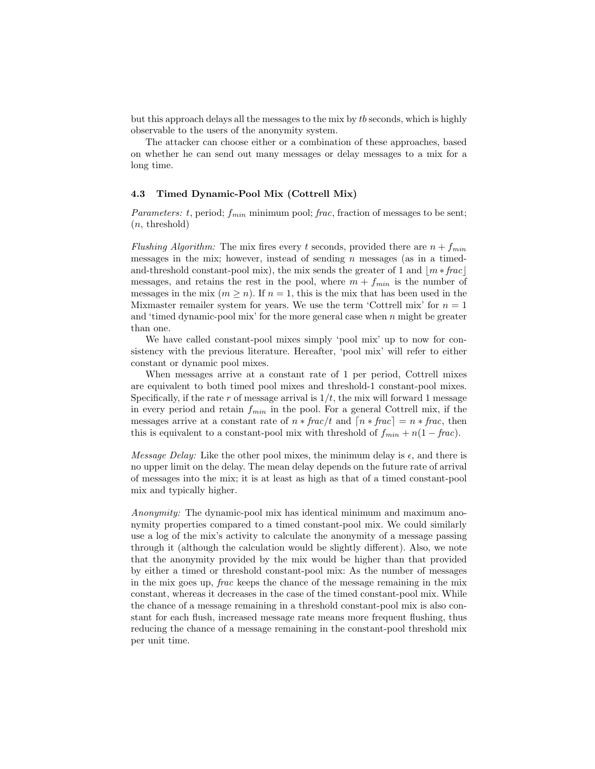but this approach delays all the messages to the mix by $tb$ seconds, which is highly observable to the users of the anonymity system.

The attacker can choose either or a combination of these approaches, based on whether he can send out many messages or delay messages to a mix for a long time.

### 4.3 Timed Dynamic-Pool Mix (Cottrell Mix)

*Parameters:* $t$, period; $f_{min}$ minimum pool; *frac*, fraction of messages to be sent; ($n$, threshold)

*Flushing Algorithm:* The mix fires every $t$ seconds, provided there are $n + f_{min}$ messages in the mix; however, instead of sending $n$ messages (as in a timed-and-threshold constant-pool mix), the mix sends the greater of 1 and $\lfloor m * \mathit{frac} \rfloor$ messages, and retains the rest in the pool, where $m + f_{min}$ is the number of messages in the mix ($m \geq n$). If $n = 1$, this is the mix that has been used in the Mixmaster remailer system for years. We use the term 'Cottrell mix' for $n = 1$ and 'timed dynamic-pool mix' for the more general case when $n$ might be greater than one.

We have called constant-pool mixes simply 'pool mix' up to now for consistency with the previous literature. Hereafter, 'pool mix' will refer to either constant or dynamic pool mixes.

When messages arrive at a constant rate of 1 per period, Cottrell mixes are equivalent to both timed pool mixes and threshold-1 constant-pool mixes. Specifically, if the rate $r$ of message arrival is $1/t$, the mix will forward 1 message in every period and retain $f_{min}$ in the pool. For a general Cottrell mix, if the messages arrive at a constant rate of $n * \mathit{frac}/t$ and $\lceil n * \mathit{frac} \rceil = n * \mathit{frac}$, then this is equivalent to a constant-pool mix with threshold of $f_{min} + n(1 - \mathit{frac})$.

*Message Delay:* Like the other pool mixes, the minimum delay is $\epsilon$, and there is no upper limit on the delay. The mean delay depends on the future rate of arrival of messages into the mix; it is at least as high as that of a timed constant-pool mix and typically higher.

*Anonymity:* The dynamic-pool mix has identical minimum and maximum anonymity properties compared to a timed constant-pool mix. We could similarly use a log of the mix's activity to calculate the anonymity of a message passing through it (although the calculation would be slightly different). Also, we note that the anonymity provided by the mix would be higher than that provided by either a timed or threshold constant-pool mix: As the number of messages in the mix goes up, *frac* keeps the chance of the message remaining in the mix constant, whereas it decreases in the case of the timed constant-pool mix. While the chance of a message remaining in a threshold constant-pool mix is also constant for each flush, increased message rate means more frequent flushing, thus reducing the chance of a message remaining in the constant-pool threshold mix per unit time.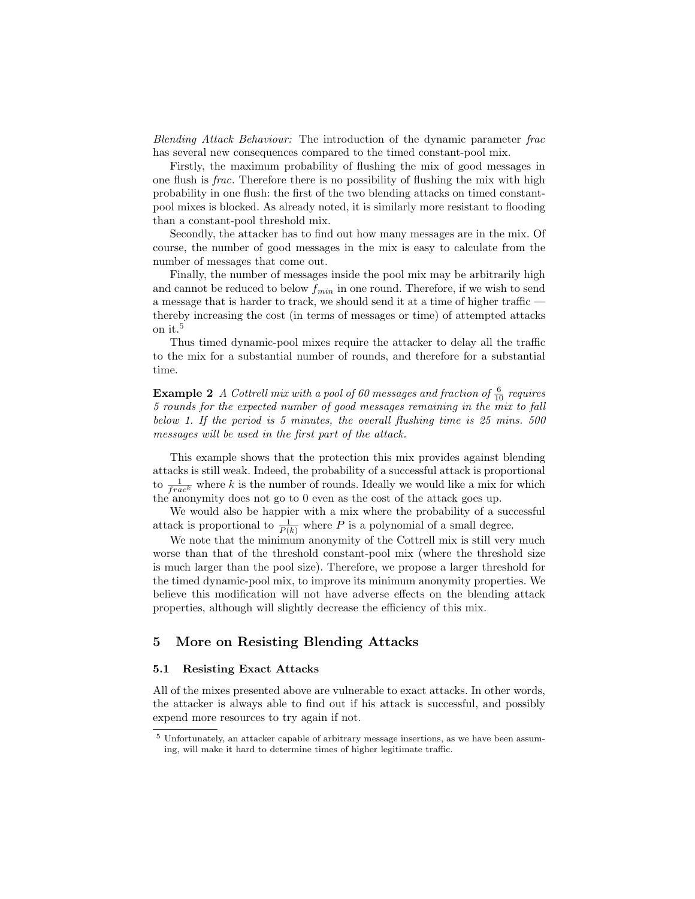*Blending Attack Behaviour:* The introduction of the dynamic parameter *frac* has several new consequences compared to the timed constant-pool mix.

Firstly, the maximum probability of flushing the mix of good messages in one flush is *frac*. Therefore there is no possibility of flushing the mix with high probability in one flush: the first of the two blending attacks on timed constant-pool mixes is blocked. As already noted, it is similarly more resistant to flooding than a constant-pool threshold mix.

Secondly, the attacker has to find out how many messages are in the mix. Of course, the number of good messages in the mix is easy to calculate from the number of messages that come out.

Finally, the number of messages inside the pool mix may be arbitrarily high and cannot be reduced to below $f_{min}$ in one round. Therefore, if we wish to send a message that is harder to track, we should send it at a time of higher traffic — thereby increasing the cost (in terms of messages or time) of attempted attacks on it.[5]

Thus timed dynamic-pool mixes require the attacker to delay all the traffic to the mix for a substantial number of rounds, and therefore for a substantial time.

**Example 2** *A Cottrell mix with a pool of 60 messages and fraction of $\frac{6}{10}$ requires 5 rounds for the expected number of good messages remaining in the mix to fall below 1. If the period is 5 minutes, the overall flushing time is 25 mins. 500 messages will be used in the first part of the attack.*

This example shows that the protection this mix provides against blending attacks is still weak. Indeed, the probability of a successful attack is proportional to $\frac{1}{frac^k}$ where $k$ is the number of rounds. Ideally we would like a mix for which the anonymity does not go to 0 even as the cost of the attack goes up.

We would also be happier with a mix where the probability of a successful attack is proportional to $\frac{1}{P(k)}$ where $P$ is a polynomial of a small degree.

We note that the minimum anonymity of the Cottrell mix is still very much worse than that of the threshold constant-pool mix (where the threshold size is much larger than the pool size). Therefore, we propose a larger threshold for the timed dynamic-pool mix, to improve its minimum anonymity properties. We believe this modification will not have adverse effects on the blending attack properties, although will slightly decrease the efficiency of this mix.

## 5 More on Resisting Blending Attacks

### 5.1 Resisting Exact Attacks

All of the mixes presented above are vulnerable to exact attacks. In other words, the attacker is always able to find out if his attack is successful, and possibly expend more resources to try again if not.

[5] Unfortunately, an attacker capable of arbitrary message insertions, as we have been assuming, will make it hard to determine times of higher legitimate traffic.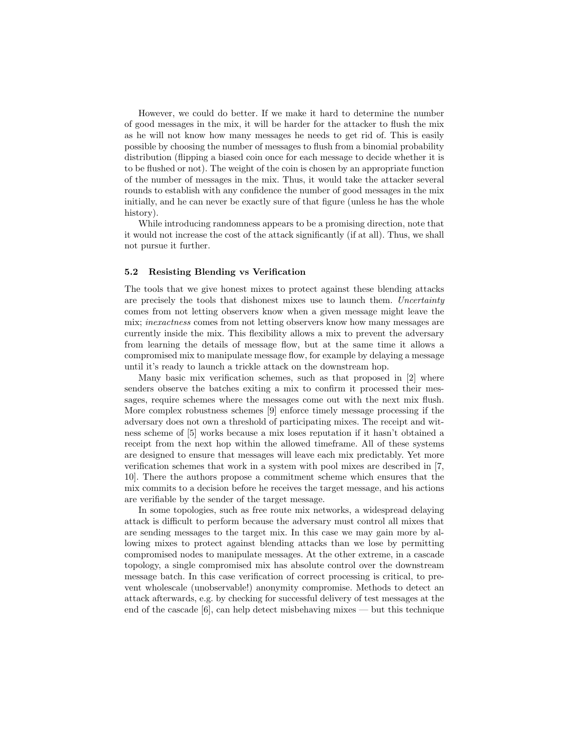However, we could do better. If we make it hard to determine the number of good messages in the mix, it will be harder for the attacker to flush the mix as he will not know how many messages he needs to get rid of. This is easily possible by choosing the number of messages to flush from a binomial probability distribution (flipping a biased coin once for each message to decide whether it is to be flushed or not). The weight of the coin is chosen by an appropriate function of the number of messages in the mix. Thus, it would take the attacker several rounds to establish with any confidence the number of good messages in the mix initially, and he can never be exactly sure of that figure (unless he has the whole history).

While introducing randomness appears to be a promising direction, note that it would not increase the cost of the attack significantly (if at all). Thus, we shall not pursue it further.

### 5.2 Resisting Blending vs Verification

The tools that we give honest mixes to protect against these blending attacks are precisely the tools that dishonest mixes use to launch them. *Uncertainty* comes from not letting observers know when a given message might leave the mix; *inexactness* comes from not letting observers know how many messages are currently inside the mix. This flexibility allows a mix to prevent the adversary from learning the details of message flow, but at the same time it allows a compromised mix to manipulate message flow, for example by delaying a message until it's ready to launch a trickle attack on the downstream hop.

Many basic mix verification schemes, such as that proposed in [2] where senders observe the batches exiting a mix to confirm it processed their messages, require schemes where the messages come out with the next mix flush. More complex robustness schemes [9] enforce timely message processing if the adversary does not own a threshold of participating mixes. The receipt and witness scheme of [5] works because a mix loses reputation if it hasn't obtained a receipt from the next hop within the allowed timeframe. All of these systems are designed to ensure that messages will leave each mix predictably. Yet more verification schemes that work in a system with pool mixes are described in [7, 10]. There the authors propose a commitment scheme which ensures that the mix commits to a decision before he receives the target message, and his actions are verifiable by the sender of the target message.

In some topologies, such as free route mix networks, a widespread delaying attack is difficult to perform because the adversary must control all mixes that are sending messages to the target mix. In this case we may gain more by allowing mixes to protect against blending attacks than we lose by permitting compromised nodes to manipulate messages. At the other extreme, in a cascade topology, a single compromised mix has absolute control over the downstream message batch. In this case verification of correct processing is critical, to prevent wholescale (unobservable!) anonymity compromise. Methods to detect an attack afterwards, e.g. by checking for successful delivery of test messages at the end of the cascade [6], can help detect misbehaving mixes — but this technique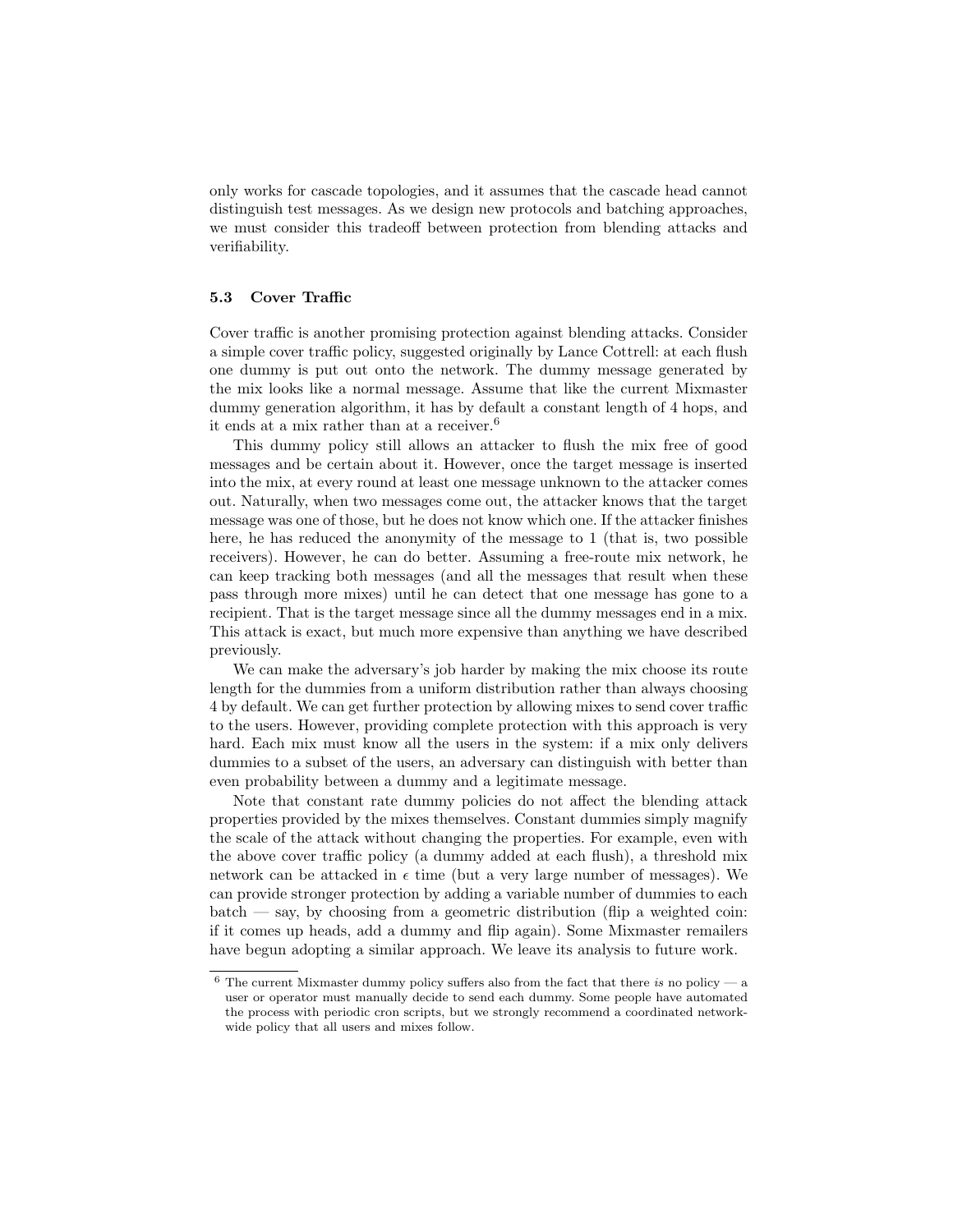only works for cascade topologies, and it assumes that the cascade head cannot distinguish test messages. As we design new protocols and batching approaches, we must consider this tradeoff between protection from blending attacks and verifiability.

### 5.3 Cover Traffic

Cover traffic is another promising protection against blending attacks. Consider a simple cover traffic policy, suggested originally by Lance Cottrell: at each flush one dummy is put out onto the network. The dummy message generated by the mix looks like a normal message. Assume that like the current Mixmaster dummy generation algorithm, it has by default a constant length of 4 hops, and it ends at a mix rather than at a receiver.[6]

This dummy policy still allows an attacker to flush the mix free of good messages and be certain about it. However, once the target message is inserted into the mix, at every round at least one message unknown to the attacker comes out. Naturally, when two messages come out, the attacker knows that the target message was one of those, but he does not know which one. If the attacker finishes here, he has reduced the anonymity of the message to 1 (that is, two possible receivers). However, he can do better. Assuming a free-route mix network, he can keep tracking both messages (and all the messages that result when these pass through more mixes) until he can detect that one message has gone to a recipient. That is the target message since all the dummy messages end in a mix. This attack is exact, but much more expensive than anything we have described previously.

We can make the adversary's job harder by making the mix choose its route length for the dummies from a uniform distribution rather than always choosing 4 by default. We can get further protection by allowing mixes to send cover traffic to the users. However, providing complete protection with this approach is very hard. Each mix must know all the users in the system: if a mix only delivers dummies to a subset of the users, an adversary can distinguish with better than even probability between a dummy and a legitimate message.

Note that constant rate dummy policies do not affect the blending attack properties provided by the mixes themselves. Constant dummies simply magnify the scale of the attack without changing the properties. For example, even with the above cover traffic policy (a dummy added at each flush), a threshold mix network can be attacked in $\epsilon$ time (but a very large number of messages). We can provide stronger protection by adding a variable number of dummies to each batch — say, by choosing from a geometric distribution (flip a weighted coin: if it comes up heads, add a dummy and flip again). Some Mixmaster remailers have begun adopting a similar approach. We leave its analysis to future work.

---

[6] The current Mixmaster dummy policy suffers also from the fact that there *is* no policy — a user or operator must manually decide to send each dummy. Some people have automated the process with periodic cron scripts, but we strongly recommend a coordinated network-wide policy that all users and mixes follow.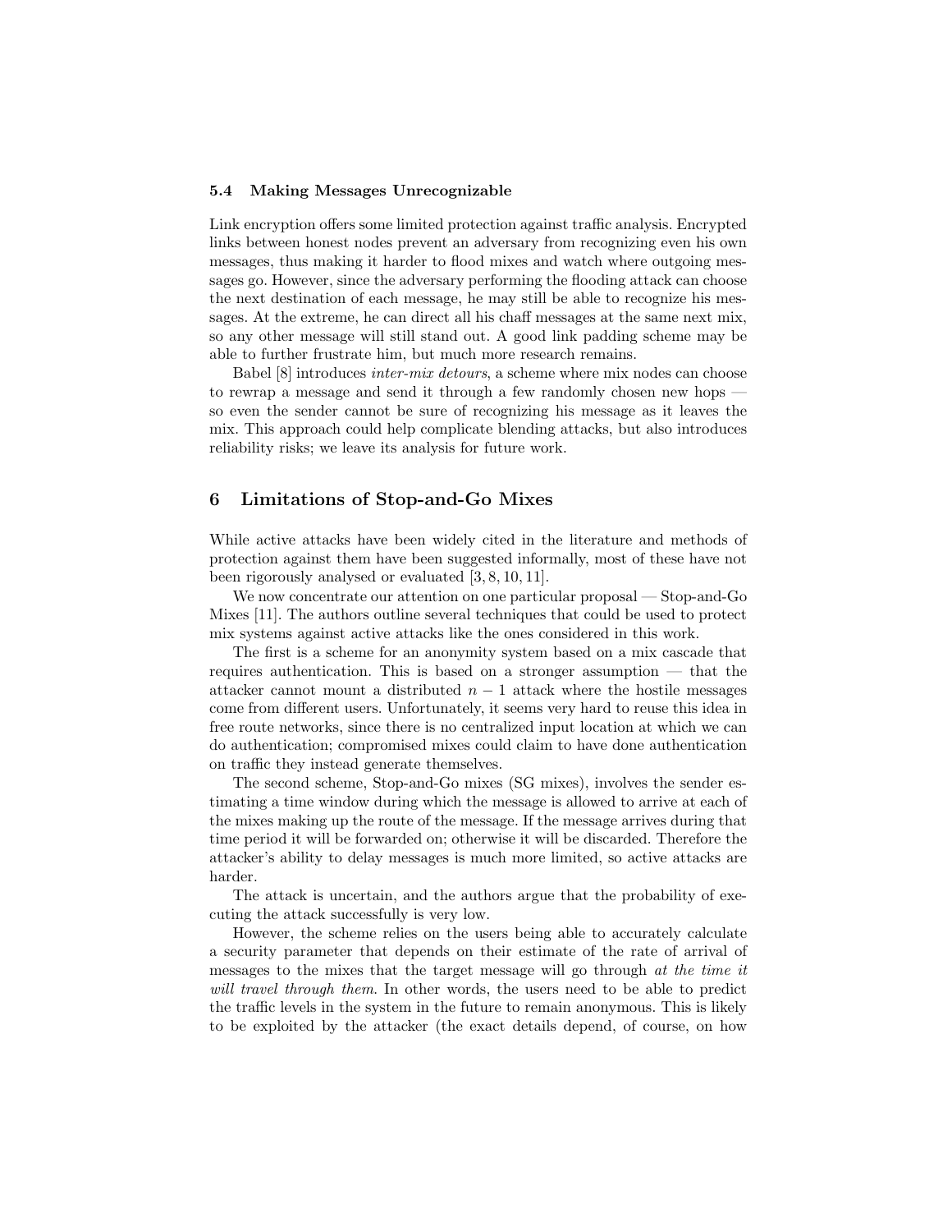### 5.4 Making Messages Unrecognizable

Link encryption offers some limited protection against traffic analysis. Encrypted links between honest nodes prevent an adversary from recognizing even his own messages, thus making it harder to flood mixes and watch where outgoing messages go. However, since the adversary performing the flooding attack can choose the next destination of each message, he may still be able to recognize his messages. At the extreme, he can direct all his chaff messages at the same next mix, so any other message will still stand out. A good link padding scheme may be able to further frustrate him, but much more research remains.

Babel [8] introduces *inter-mix detours*, a scheme where mix nodes can choose to rewrap a message and send it through a few randomly chosen new hops — so even the sender cannot be sure of recognizing his message as it leaves the mix. This approach could help complicate blending attacks, but also introduces reliability risks; we leave its analysis for future work.

## 6 Limitations of Stop-and-Go Mixes

While active attacks have been widely cited in the literature and methods of protection against them have been suggested informally, most of these have not been rigorously analysed or evaluated [3, 8, 10, 11].

We now concentrate our attention on one particular proposal — Stop-and-Go Mixes [11]. The authors outline several techniques that could be used to protect mix systems against active attacks like the ones considered in this work.

The first is a scheme for an anonymity system based on a mix cascade that requires authentication. This is based on a stronger assumption — that the attacker cannot mount a distributed $n-1$ attack where the hostile messages come from different users. Unfortunately, it seems very hard to reuse this idea in free route networks, since there is no centralized input location at which we can do authentication; compromised mixes could claim to have done authentication on traffic they instead generate themselves.

The second scheme, Stop-and-Go mixes (SG mixes), involves the sender estimating a time window during which the message is allowed to arrive at each of the mixes making up the route of the message. If the message arrives during that time period it will be forwarded on; otherwise it will be discarded. Therefore the attacker's ability to delay messages is much more limited, so active attacks are harder.

The attack is uncertain, and the authors argue that the probability of executing the attack successfully is very low.

However, the scheme relies on the users being able to accurately calculate a security parameter that depends on their estimate of the rate of arrival of messages to the mixes that the target message will go through *at the time it will travel through them*. In other words, the users need to be able to predict the traffic levels in the system in the future to remain anonymous. This is likely to be exploited by the attacker (the exact details depend, of course, on how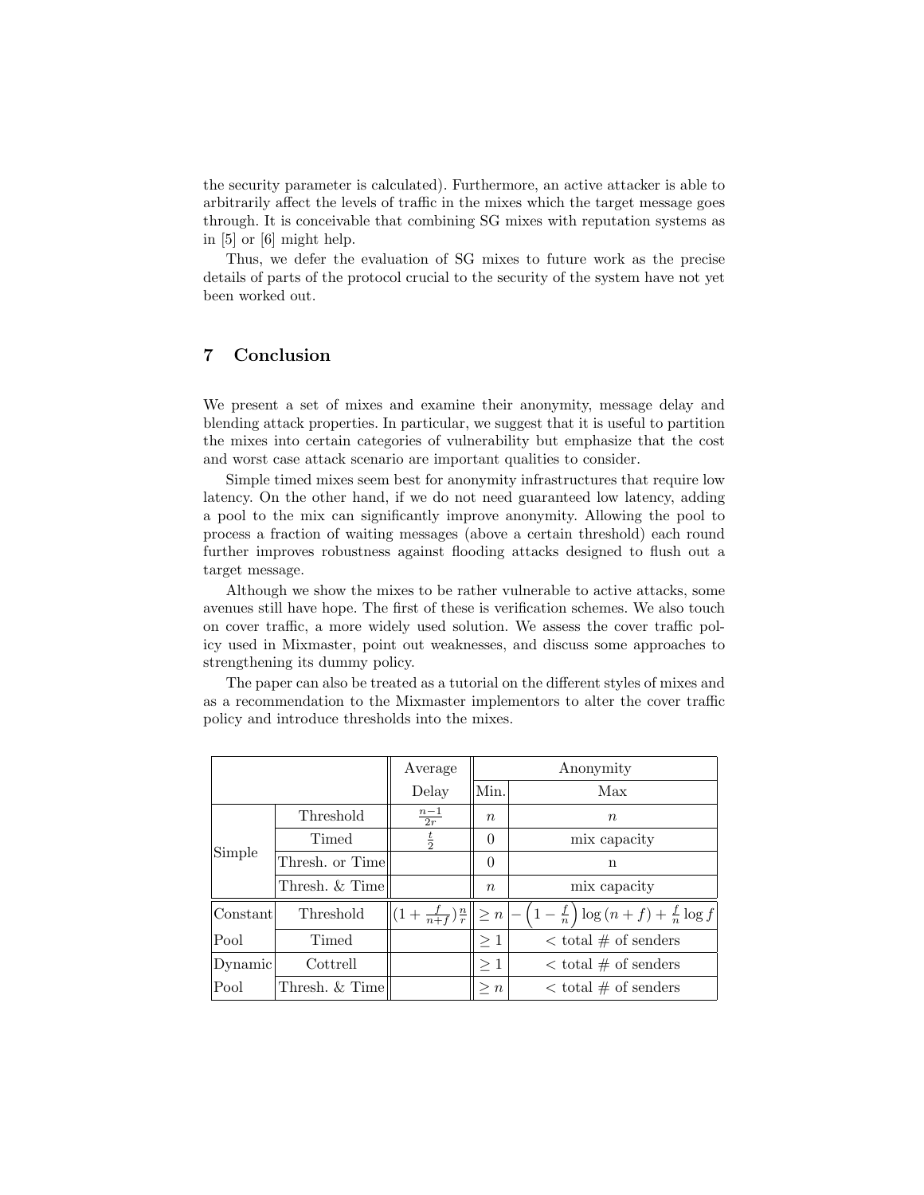the security parameter is calculated). Furthermore, an active attacker is able to arbitrarily affect the levels of traffic in the mixes which the target message goes through. It is conceivable that combining SG mixes with reputation systems as in [5] or [6] might help.

Thus, we defer the evaluation of SG mixes to future work as the precise details of parts of the protocol crucial to the security of the system have not yet been worked out.

## 7 Conclusion

We present a set of mixes and examine their anonymity, message delay and blending attack properties. In particular, we suggest that it is useful to partition the mixes into certain categories of vulnerability but emphasize that the cost and worst case attack scenario are important qualities to consider.

Simple timed mixes seem best for anonymity infrastructures that require low latency. On the other hand, if we do not need guaranteed low latency, adding a pool to the mix can significantly improve anonymity. Allowing the pool to process a fraction of waiting messages (above a certain threshold) each round further improves robustness against flooding attacks designed to flush out a target message.

Although we show the mixes to be rather vulnerable to active attacks, some avenues still have hope. The first of these is verification schemes. We also touch on cover traffic, a more widely used solution. We assess the cover traffic policy used in Mixmaster, point out weaknesses, and discuss some approaches to strengthening its dummy policy.

The paper can also be treated as a tutorial on the different styles of mixes and as a recommendation to the Mixmaster implementors to alter the cover traffic policy and introduce thresholds into the mixes.

| | | Average | Anonymity | |
|---|---|---|---|---|
| | | Delay | Min. | Max |
| Simple | Threshold | $\frac{n-1}{2r}$ | $n$ | $n$ |
| | Timed | $\frac{t}{2}$ | 0 | mix capacity |
| | Thresh. or Time | | 0 | n |
| | Thresh. & Time | | $n$ | mix capacity |
| Constant Pool | Threshold | $(1+\frac{f}{n+f})\frac{n}{r}$ | $\geq n$ | $-\left(1-\frac{f}{n}\right)\log(n+f)+\frac{f}{n}\log f$ |
| | Timed | | $\geq 1$ | $<$ total # of senders |
| Dynamic Pool | Cottrell | | $\geq 1$ | $<$ total # of senders |
| | Thresh. & Time | | $\geq n$ | $<$ total # of senders |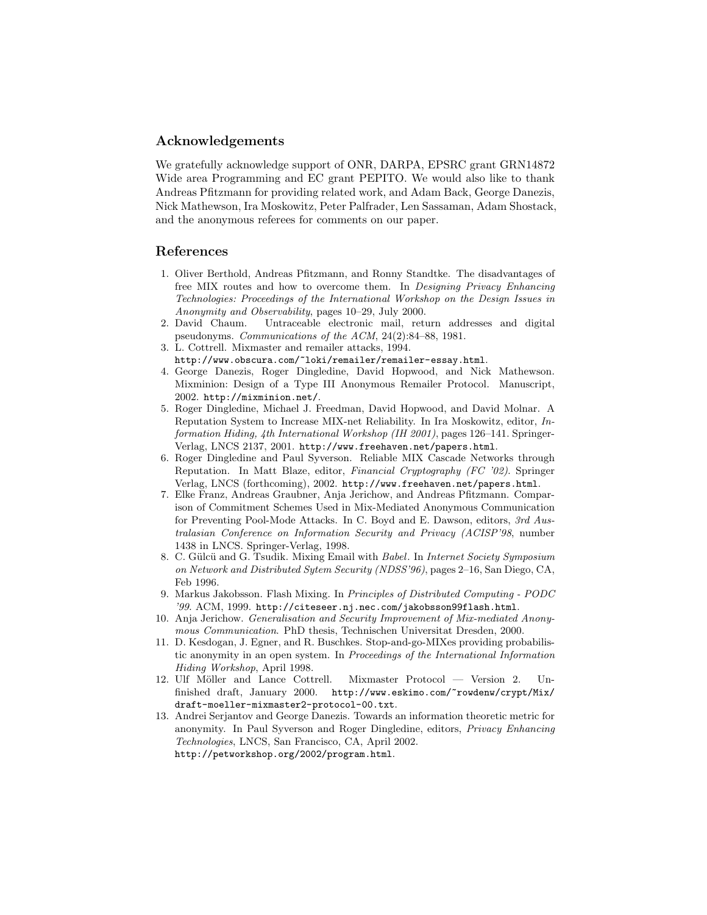## Acknowledgements

We gratefully acknowledge support of ONR, DARPA, EPSRC grant GRN14872 Wide area Programming and EC grant PEPITO. We would also like to thank Andreas Pfitzmann for providing related work, and Adam Back, George Danezis, Nick Mathewson, Ira Moskowitz, Peter Palfrader, Len Sassaman, Adam Shostack, and the anonymous referees for comments on our paper.

## References

1. Oliver Berthold, Andreas Pfitzmann, and Ronny Standtke. The disadvantages of free MIX routes and how to overcome them. In *Designing Privacy Enhancing Technologies: Proceedings of the International Workshop on the Design Issues in Anonymity and Observability*, pages 10–29, July 2000.
2. David Chaum. Untraceable electronic mail, return addresses and digital pseudonyms. *Communications of the ACM*, 24(2):84–88, 1981.
3. L. Cottrell. Mixmaster and remailer attacks, 1994. `http://www.obscura.com/~loki/remailer/remailer-essay.html`.
4. George Danezis, Roger Dingledine, David Hopwood, and Nick Mathewson. Mixminion: Design of a Type III Anonymous Remailer Protocol. Manuscript, 2002. `http://mixminion.net/`.
5. Roger Dingledine, Michael J. Freedman, David Hopwood, and David Molnar. A Reputation System to Increase MIX-net Reliability. In Ira Moskowitz, editor, *Information Hiding, 4th International Workshop (IH 2001)*, pages 126–141. Springer-Verlag, LNCS 2137, 2001. `http://www.freehaven.net/papers.html`.
6. Roger Dingledine and Paul Syverson. Reliable MIX Cascade Networks through Reputation. In Matt Blaze, editor, *Financial Cryptography (FC '02)*. Springer Verlag, LNCS (forthcoming), 2002. `http://www.freehaven.net/papers.html`.
7. Elke Franz, Andreas Graubner, Anja Jerichow, and Andreas Pfitzmann. Comparison of Commitment Schemes Used in Mix-Mediated Anonymous Communication for Preventing Pool-Mode Attacks. In C. Boyd and E. Dawson, editors, *3rd Australasian Conference on Information Security and Privacy (ACISP'98*, number 1438 in LNCS. Springer-Verlag, 1998.
8. C. Gülcü and G. Tsudik. Mixing Email with *Babel*. In *Internet Society Symposium on Network and Distributed Sytem Security (NDSS'96)*, pages 2–16, San Diego, CA, Feb 1996.
9. Markus Jakobsson. Flash Mixing. In *Principles of Distributed Computing - PODC '99*. ACM, 1999. `http://citeseer.nj.nec.com/jakobsson99flash.html`.
10. Anja Jerichow. *Generalisation and Security Improvement of Mix-mediated Anonymous Communication*. PhD thesis, Technischen Universitat Dresden, 2000.
11. D. Kesdogan, J. Egner, and R. Buschkes. Stop-and-go-MIXes providing probabilistic anonymity in an open system. In *Proceedings of the International Information Hiding Workshop*, April 1998.
12. Ulf Möller and Lance Cottrell. Mixmaster Protocol — Version 2. Unfinished draft, January 2000. `http://www.eskimo.com/~rowdenw/crypt/Mix/draft-moeller-mixmaster2-protocol-00.txt`.
13. Andrei Serjantov and George Danezis. Towards an information theoretic metric for anonymity. In Paul Syverson and Roger Dingledine, editors, *Privacy Enhancing Technologies*, LNCS, San Francisco, CA, April 2002. `http://petworkshop.org/2002/program.html`.